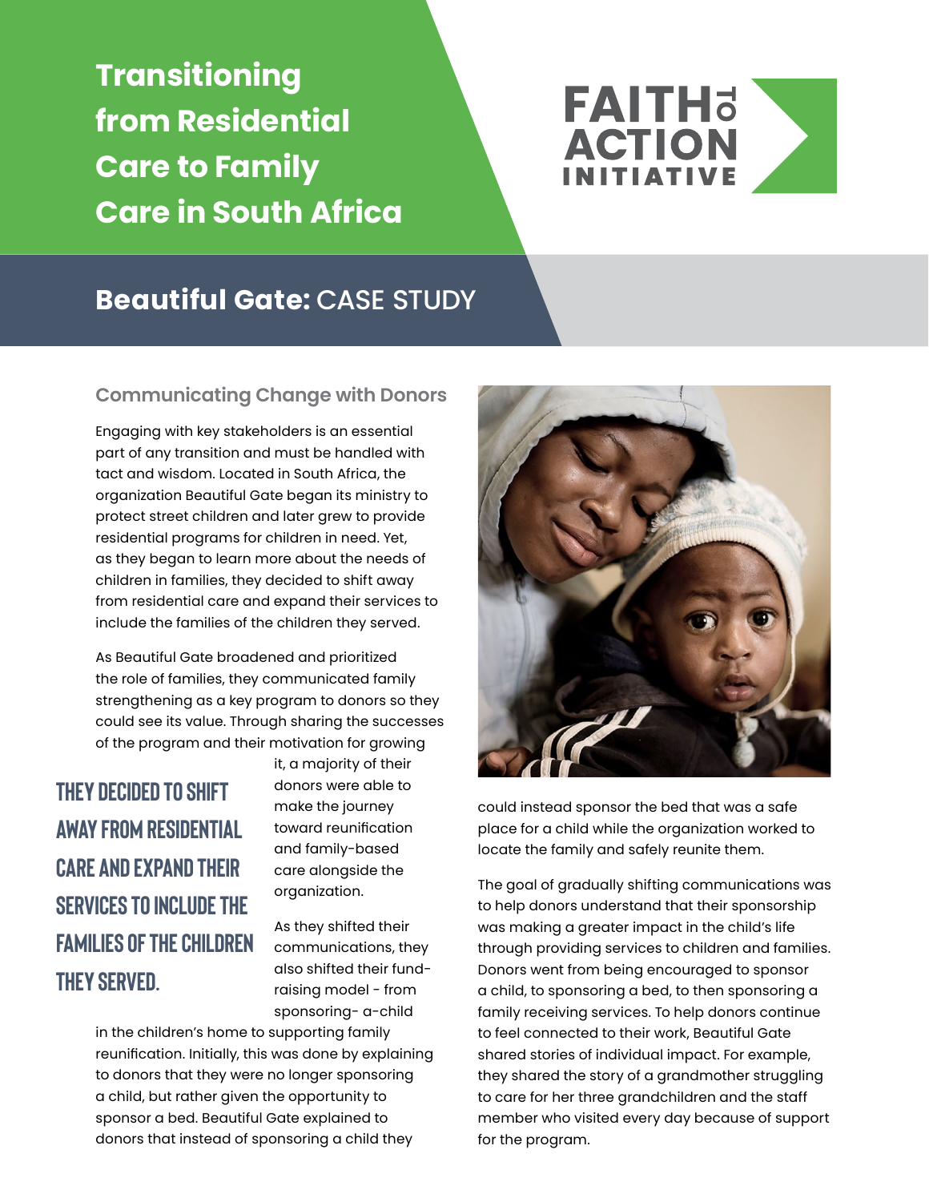# Transitioning from Residential Care to Family Care in South Africa

FAITH TO ACTION INITIATIVE

## Beautiful Gate: CASE STUDY

### Communicating Change with Donors

Engaging with key stakeholders is an essential part of any transition and must be handled with tact and wisdom. Located in South Africa, the organization Beautiful Gate began its ministry to protect street children and later grew to provide residential programs for children in need. Yet, as they began to learn more about the needs of children in families, they decided to shift away from residential care and expand their services to include the families of the children they served.

As Beautiful Gate broadened and prioritized the role of families, they communicated family strengthening as a key program to donors so they could see its value. Through sharing the successes of the program and their motivation for growing it, a majority of their donors were able to make the journey toward reunification and family-based care alongside the organization.

> **THEY DECIDED TO SHIFT AWAY FROM RESIDENTIAL CARE AND EXPAND THEIR SERVICES TO INCLUDE THE FAMILIES OF THE CHILDREN THEY SERVED.**

As they shifted their communications, they also shifted their fund-raising model - from sponsoring- a-child in the children's home to supporting family reunification. Initially, this was done by explaining to donors that they were no longer sponsoring a child, but rather given the opportunity to sponsor a bed. Beautiful Gate explained to donors that instead of sponsoring a child they could instead sponsor the bed that was a safe place for a child while the organization worked to locate the family and safely reunite them.

The goal of gradually shifting communications was to help donors understand that their sponsorship was making a greater impact in the child's life through providing services to children and families. Donors went from being encouraged to sponsor a child, to sponsoring a bed, to then sponsoring a family receiving services. To help donors continue to feel connected to their work, Beautiful Gate shared stories of individual impact. For example, they shared the story of a grandmother struggling to care for her three grandchildren and the staff member who visited every day because of support for the program.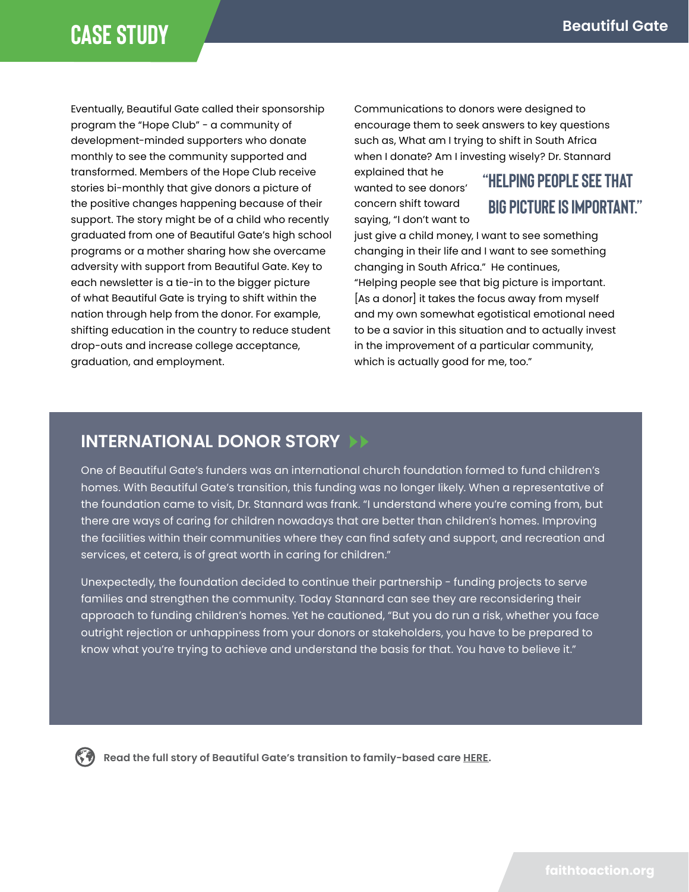Eventually, Beautiful Gate called their sponsorship program the "Hope Club" - a community of development-minded supporters who donate monthly to see the community supported and transformed. Members of the Hope Club receive stories bi-monthly that give donors a picture of the positive changes happening because of their support. The story might be of a child who recently graduated from one of Beautiful Gate's high school programs or a mother sharing how she overcame adversity with support from Beautiful Gate. Key to each newsletter is a tie-in to the bigger picture of what Beautiful Gate is trying to shift within the nation through help from the donor. For example, shifting education in the country to reduce student drop-outs and increase college acceptance, graduation, and employment.

Communications to donors were designed to encourage them to seek answers to key questions such as, What am I trying to shift in South Africa when I donate? Am I investing wisely? Dr. Stannard explained that he wanted to see donors' concern shift toward saying, "I don't want to just give a child money, I want to see something changing in their life and I want to see something changing in South Africa." He continues, "Helping people see that big picture is important. [As a donor] it takes the focus away from myself and my own somewhat egotistical emotional need to be a savior in this situation and to actually invest in the improvement of a particular community, which is actually good for me, too."

> **"HELPING PEOPLE SEE THAT BIG PICTURE IS IMPORTANT."**

## INTERNATIONAL DONOR STORY

One of Beautiful Gate's funders was an international church foundation formed to fund children's homes. With Beautiful Gate's transition, this funding was no longer likely. When a representative of the foundation came to visit, Dr. Stannard was frank. "I understand where you're coming from, but there are ways of caring for children nowadays that are better than children's homes. Improving the facilities within their communities where they can find safety and support, and recreation and services, et cetera, is of great worth in caring for children."

Unexpectedly, the foundation decided to continue their partnership - funding projects to serve families and strengthen the community. Today Stannard can see they are reconsidering their approach to funding children's homes. Yet he cautioned, "But you do run a risk, whether you face outright rejection or unhappiness from your donors or stakeholders, you have to be prepared to know what you're trying to achieve and understand the basis for that. You have to believe it."

**Read the full story of Beautiful Gate's transition to family-based care HERE.**